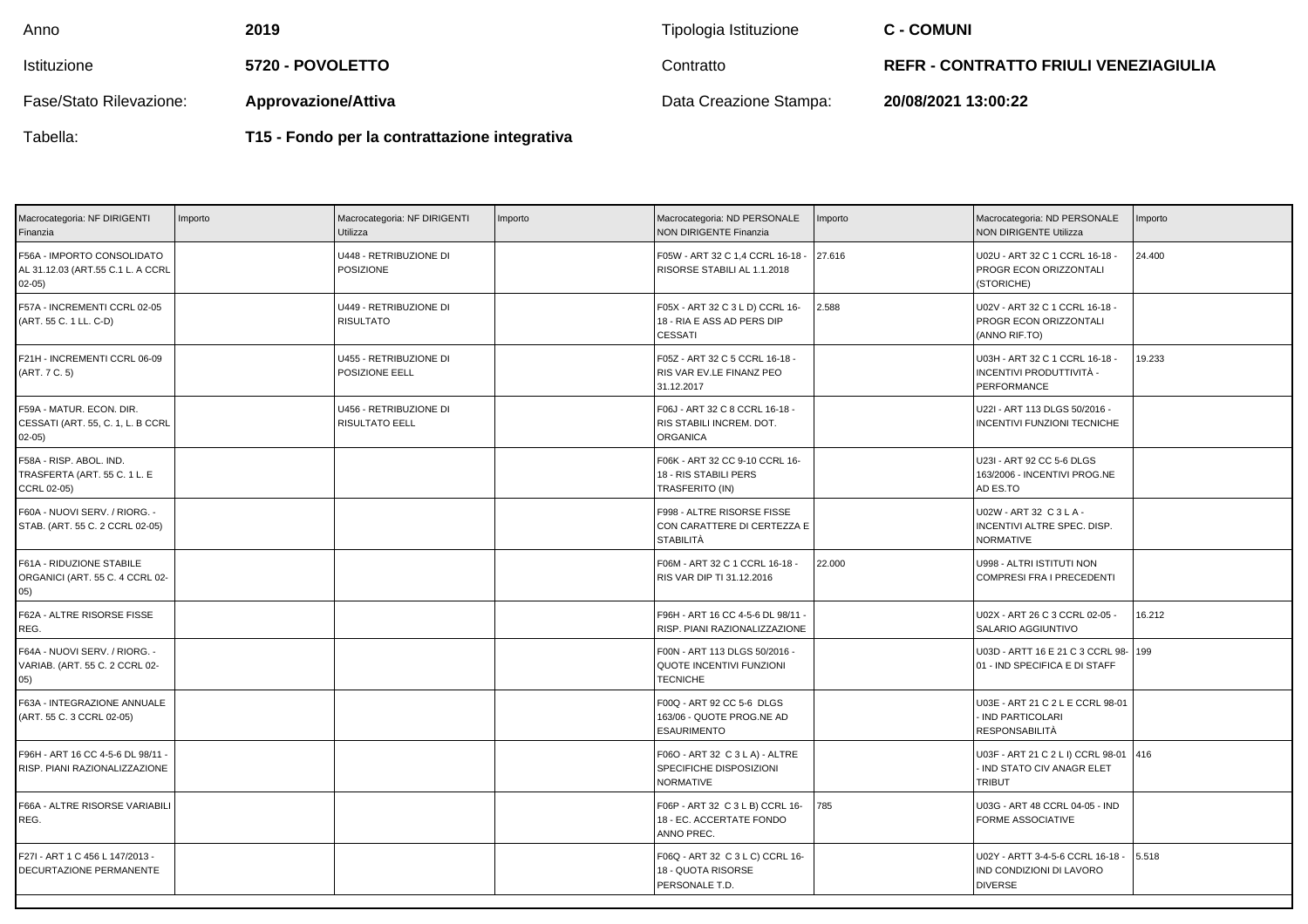| Anno | 2019 | Tipologia Istituzione | C - COMUNI |
|---|---|---|---|
| Istituzione | 5720 - POVOLETTO | Contratto | REFR - CONTRATTO FRIULI VENEZIAGIULIA |
| Fase/Stato Rilevazione: | Approvazione/Attiva | Data Creazione Stampa: | 20/08/2021 13:00:22 |
| Tabella: | T15 - Fondo per la contrattazione integrativa | | |

| Macrocategoria: NF DIRIGENTI Finanzia | Importo | Macrocategoria: NF DIRIGENTI Utilizza | Importo | Macrocategoria: ND PERSONALE NON DIRIGENTE Finanzia | Importo | Macrocategoria: ND PERSONALE NON DIRIGENTE Utilizza | Importo |
|---|---|---|---|---|---|---|---|
| F56A - IMPORTO CONSOLIDATO AL 31.12.03 (ART.55 C.1 L. A CCRL 02-05) | | U448 - RETRIBUZIONE DI POSIZIONE | | F05W - ART 32 C 1,4 CCRL 16-18 - RISORSE STABILI AL 1.1.2018 | 27.616 | U02U - ART 32 C 1 CCRL 16-18 - PROGR ECON ORIZZONTALI (STORICHE) | 24.400 |
| F57A - INCREMENTI CCRL 02-05 (ART. 55 C. 1 LL. C-D) | | U449 - RETRIBUZIONE DI RISULTATO | | F05X - ART 32 C 3 L D) CCRL 16-18 - RIA E ASS AD PERS DIP CESSATI | 2.588 | U02V - ART 32 C 1 CCRL 16-18 - PROGR ECON ORIZZONTALI (ANNO RIF.TO) | |
| F21H - INCREMENTI CCRL 06-09 (ART. 7 C. 5) | | U455 - RETRIBUZIONE DI POSIZIONE EELL | | F05Z - ART 32 C 5 CCRL 16-18 - RIS VAR EV.LE FINANZ PEO 31.12.2017 | | U03H - ART 32 C 1 CCRL 16-18 - INCENTIVI PRODUTTIVITÀ - PERFORMANCE | 19.233 |
| F59A - MATUR. ECON. DIR. CESSATI (ART. 55, C. 1, L. B CCRL 02-05) | | U456 - RETRIBUZIONE DI RISULTATO EELL | | F06J - ART 32 C 8 CCRL 16-18 - RIS STABILI INCREM. DOT. ORGANICA | | U22I - ART 113 DLGS 50/2016 - INCENTIVI FUNZIONI TECNICHE | |
| F58A - RISP. ABOL. IND. TRASFERTA (ART. 55 C. 1 L. E CCRL 02-05) | | | | F06K - ART 32 CC 9-10 CCRL 16-18 - RIS STABILI PERS TRASFERITO (IN) | | U23I - ART 92 CC 5-6 DLGS 163/2006 - INCENTIVI PROG.NE AD ES.TO | |
| F60A - NUOVI SERV. / RIORG. - STAB. (ART. 55 C. 2 CCRL 02-05) | | | | F998 - ALTRE RISORSE FISSE CON CARATTERE DI CERTEZZA E STABILITÀ | | U02W - ART 32 C 3 L A - INCENTIVI ALTRE SPEC. DISP. NORMATIVE | |
| F61A - RIDUZIONE STABILE ORGANICI (ART. 55 C. 4 CCRL 02-05) | | | | F06M - ART 32 C 1 CCRL 16-18 - RIS VAR DIP TI 31.12.2016 | 22.000 | U998 - ALTRI ISTITUTI NON COMPRESI FRA I PRECEDENTI | |
| F62A - ALTRE RISORSE FISSE REG. | | | | F96H - ART 16 CC 4-5-6 DL 98/11 - RISP. PIANI RAZIONALIZZAZIONE | | U02X - ART 26 C 3 CCRL 02-05 - SALARIO AGGIUNTIVO | 16.212 |
| F64A - NUOVI SERV. / RIORG. - VARIAB. (ART. 55 C. 2 CCRL 02-05) | | | | F00N - ART 113 DLGS 50/2016 - QUOTE INCENTIVI FUNZIONI TECNICHE | | U03D - ARTT 16 E 21 C 3 CCRL 98-01 - IND SPECIFICA E DI STAFF | 199 |
| F63A - INTEGRAZIONE ANNUALE (ART. 55 C. 3 CCRL 02-05) | | | | F00Q - ART 92 CC 5-6 DLGS 163/06 - QUOTE PROG.NE AD ESAURIMENTO | | U03E - ART 21 C 2 L E CCRL 98-01 - IND PARTICOLARI RESPONSABILITÀ | |
| F96H - ART 16 CC 4-5-6 DL 98/11 - RISP. PIANI RAZIONALIZZAZIONE | | | | F06O - ART 32 C 3 L A) - ALTRE SPECIFICHE DISPOSIZIONI NORMATIVE | | U03F - ART 21 C 2 L I) CCRL 98-01 - IND STATO CIV ANAGR ELET TRIBUT | 416 |
| F66A - ALTRE RISORSE VARIABILI REG. | | | | F06P - ART 32 C 3 L B) CCRL 16-18 - EC. ACCERTATE FONDO ANNO PREC. | 785 | U03G - ART 48 CCRL 04-05 - IND FORME ASSOCIATIVE | |
| F27I - ART 1 C 456 L 147/2013 - DECURTAZIONE PERMANENTE | | | | F06Q - ART 32 C 3 L C) CCRL 16-18 - QUOTA RISORSE PERSONALE T.D. | | U02Y - ARTT 3-4-5-6 CCRL 16-18 - IND CONDIZIONI DI LAVORO DIVERSE | 5.518 |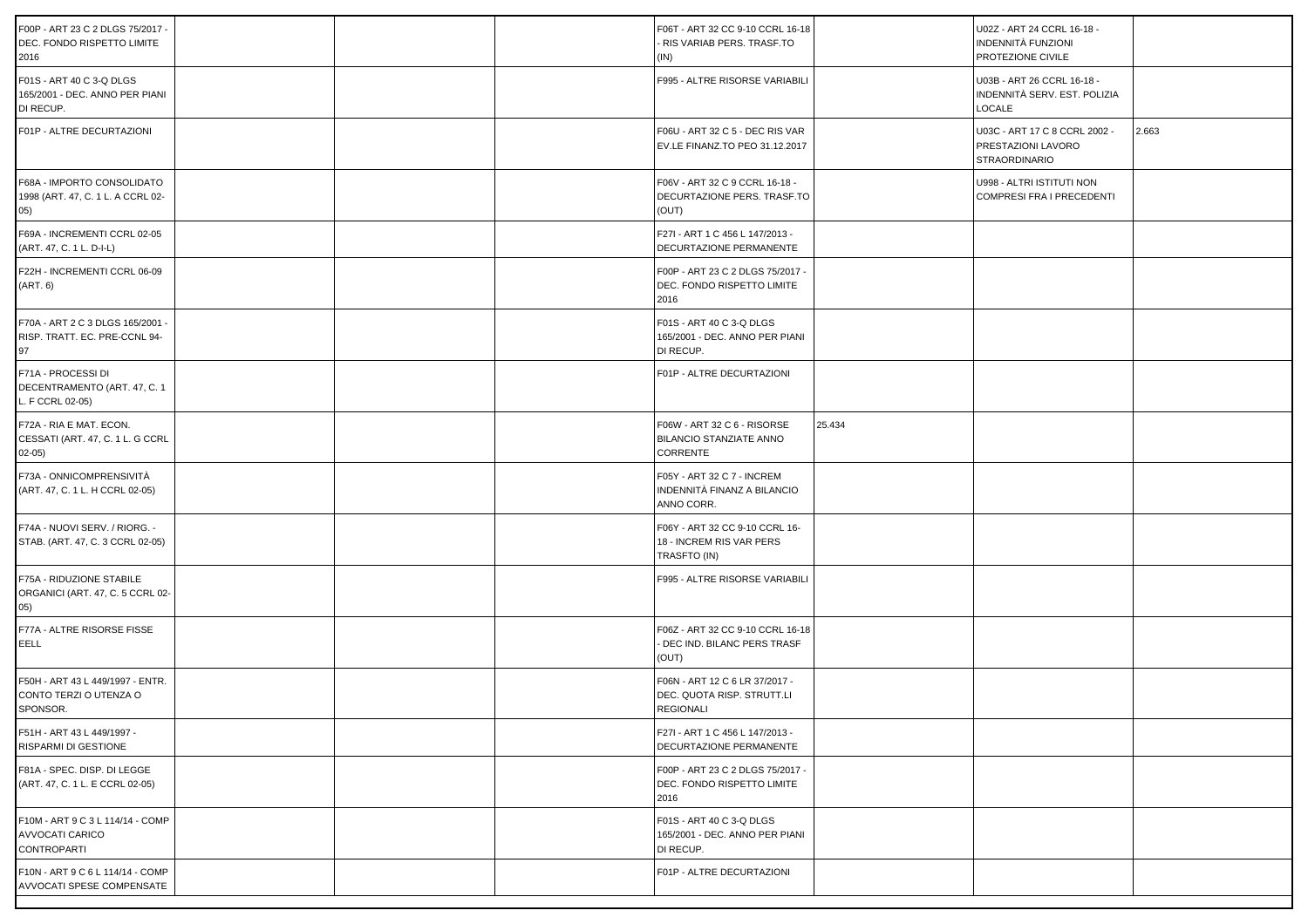| | | | | | | | |
|---|---|---|---|---|---|---|---|
| F00P - ART 23 C 2 DLGS 75/2017 - DEC. FONDO RISPETTO LIMITE 2016 | | | | F06T - ART 32 CC 9-10 CCRL 16-18 - RIS VARIAB PERS. TRASF.TO (IN) | | U02Z - ART 24 CCRL 16-18 - INDENNITÀ FUNZIONI PROTEZIONE CIVILE | |
| F01S - ART 40 C 3-Q DLGS 165/2001 - DEC. ANNO PER PIANI DI RECUP. | | | | F995 - ALTRE RISORSE VARIABILI | | U03B - ART 26 CCRL 16-18 - INDENNITÀ SERV. EST. POLIZIA LOCALE | |
| F01P - ALTRE DECURTAZIONI | | | | F06U - ART 32 C 5 - DEC RIS VAR EV.LE FINANZ.TO PEO 31.12.2017 | | U03C - ART 17 C 8 CCRL 2002 - PRESTAZIONI LAVORO STRAORDINARIO | 2.663 |
| F68A - IMPORTO CONSOLIDATO 1998 (ART. 47, C. 1 L. A CCRL 02-05) | | | | F06V - ART 32 C 9 CCRL 16-18 - DECURTAZIONE PERS. TRASF.TO (OUT) | | U998 - ALTRI ISTITUTI NON COMPRESI FRA I PRECEDENTI | |
| F69A - INCREMENTI CCRL 02-05 (ART. 47, C. 1 L. D-I-L) | | | | F27I - ART 1 C 456 L 147/2013 - DECURTAZIONE PERMANENTE | | | |
| F22H - INCREMENTI CCRL 06-09 (ART. 6) | | | | F00P - ART 23 C 2 DLGS 75/2017 - DEC. FONDO RISPETTO LIMITE 2016 | | | |
| F70A - ART 2 C 3 DLGS 165/2001 - RISP. TRATT. EC. PRE-CCNL 94-97 | | | | F01S - ART 40 C 3-Q DLGS 165/2001 - DEC. ANNO PER PIANI DI RECUP. | | | |
| F71A - PROCESSI DI DECENTRAMENTO (ART. 47, C. 1 L. F CCRL 02-05) | | | | F01P - ALTRE DECURTAZIONI | | | |
| F72A - RIA E MAT. ECON. CESSATI (ART. 47, C. 1 L. G CCRL 02-05) | | | | F06W - ART 32 C 6 - RISORSE BILANCIO STANZIATE ANNO CORRENTE | 25.434 | | |
| F73A - ONNICOMPRENSIVITÀ (ART. 47, C. 1 L. H CCRL 02-05) | | | | F05Y - ART 32 C 7 - INCREM INDENNITÀ FINANZ A BILANCIO ANNO CORR. | | | |
| F74A - NUOVI SERV. / RIORG. - STAB. (ART. 47, C. 3 CCRL 02-05) | | | | F06Y - ART 32 CC 9-10 CCRL 16-18 - INCREM RIS VAR PERS TRASFTO (IN) | | | |
| F75A - RIDUZIONE STABILE ORGANICI (ART. 47, C. 5 CCRL 02-05) | | | | F995 - ALTRE RISORSE VARIABILI | | | |
| F77A - ALTRE RISORSE FISSE EELL | | | | F06Z - ART 32 CC 9-10 CCRL 16-18 - DEC IND. BILANC PERS TRASF (OUT) | | | |
| F50H - ART 43 L 449/1997 - ENTR. CONTO TERZI O UTENZA O SPONSOR. | | | | F06N - ART 12 C 6 LR 37/2017 - DEC. QUOTA RISP. STRUTT.LI REGIONALI | | | |
| F51H - ART 43 L 449/1997 - RISPARMI DI GESTIONE | | | | F27I - ART 1 C 456 L 147/2013 - DECURTAZIONE PERMANENTE | | | |
| F81A - SPEC. DISP. DI LEGGE (ART. 47, C. 1 L. E CCRL 02-05) | | | | F00P - ART 23 C 2 DLGS 75/2017 - DEC. FONDO RISPETTO LIMITE 2016 | | | |
| F10M - ART 9 C 3 L 114/14 - COMP AVVOCATI CARICO CONTROPARTI | | | | F01S - ART 40 C 3-Q DLGS 165/2001 - DEC. ANNO PER PIANI DI RECUP. | | | |
| F10N - ART 9 C 6 L 114/14 - COMP AVVOCATI SPESE COMPENSATE | | | | F01P - ALTRE DECURTAZIONI | | | |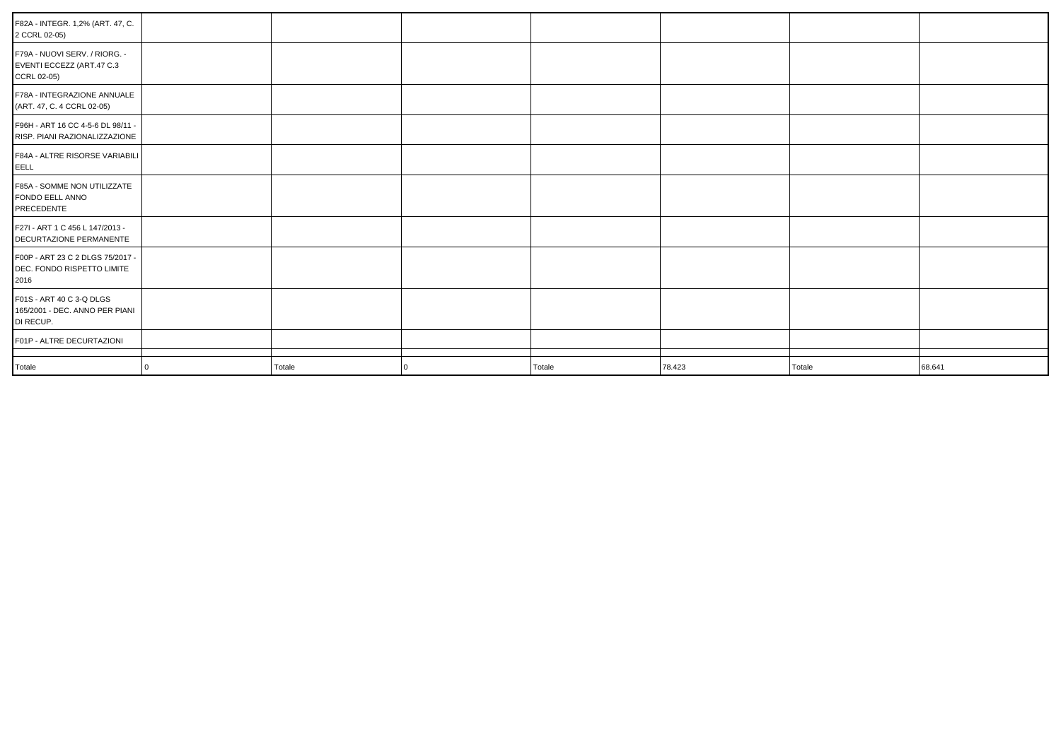| | | | | | | | |
|---|---|---|---|---|---|---|---|
| F82A - INTEGR. 1,2% (ART. 47, C. 2 CCRL 02-05) | | | | | | | |
| F79A - NUOVI SERV. / RIORG. - EVENTI ECCEZZ (ART.47 C.3 CCRL 02-05) | | | | | | | |
| F78A - INTEGRAZIONE ANNUALE (ART. 47, C. 4 CCRL 02-05) | | | | | | | |
| F96H - ART 16 CC 4-5-6 DL 98/11 - RISP. PIANI RAZIONALIZZAZIONE | | | | | | | |
| F84A - ALTRE RISORSE VARIABILI EELL | | | | | | | |
| F85A - SOMME NON UTILIZZATE FONDO EELL ANNO PRECEDENTE | | | | | | | |
| F27I - ART 1 C 456 L 147/2013 - DECURTAZIONE PERMANENTE | | | | | | | |
| F00P - ART 23 C 2 DLGS 75/2017 - DEC. FONDO RISPETTO LIMITE 2016 | | | | | | | |
| F01S - ART 40 C 3-Q DLGS 165/2001 - DEC. ANNO PER PIANI DI RECUP. | | | | | | | |
| F01P - ALTRE DECURTAZIONI | | | | | | | |
| | | | | | | | |
| Totale | 0 | Totale | 0 | Totale | 78.423 | Totale | 68.641 |